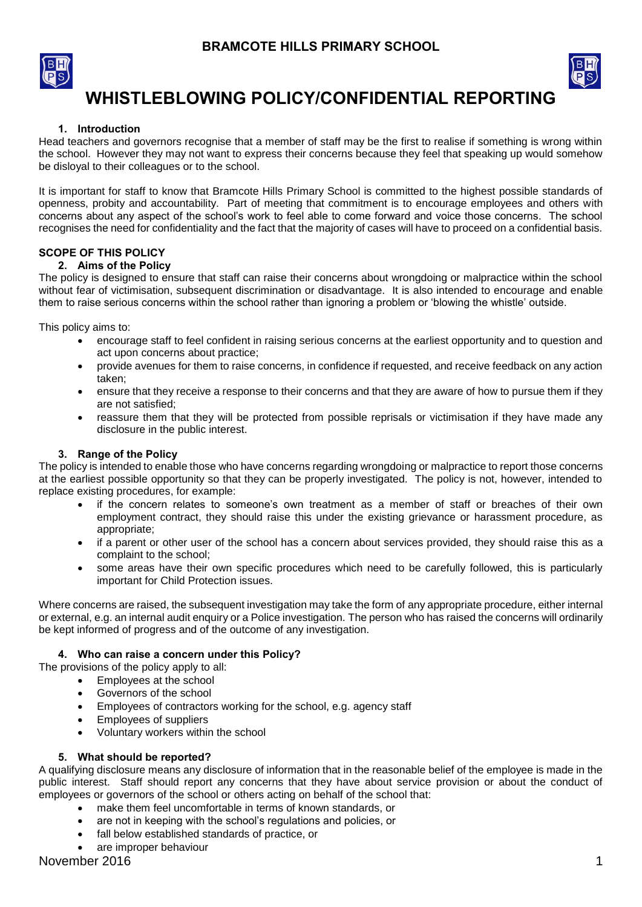# BRAMCOTE HILLS PRIMARY SCHOOL

# WHISTLEBLOWING POLICY/CONFIDENTIAL REPORTING

### 1. Introduction

Head teachers and governors recognise that a member of staff may be the first to realise if something is wrong within the school. However they may not want to express their concerns because they feel that speaking up would somehow be disloyal to their colleagues or to the school.

It is important for staff to know that Bramcote Hills Primary School is committed to the highest possible standards of openness, probity and accountability. Part of meeting that commitment is to encourage employees and others with concerns about any aspect of the school's work to feel able to come forward and voice those concerns. The school recognises the need for confidentiality and the fact that the majority of cases will have to proceed on a confidential basis.

## SCOPE OF THIS POLICY

### 2. Aims of the Policy

The policy is designed to ensure that staff can raise their concerns about wrongdoing or malpractice within the school without fear of victimisation, subsequent discrimination or disadvantage. It is also intended to encourage and enable them to raise serious concerns within the school rather than ignoring a problem or 'blowing the whistle' outside.

This policy aims to:

- encourage staff to feel confident in raising serious concerns at the earliest opportunity and to question and act upon concerns about practice;
- provide avenues for them to raise concerns, in confidence if requested, and receive feedback on any action taken;
- ensure that they receive a response to their concerns and that they are aware of how to pursue them if they are not satisfied;
- reassure them that they will be protected from possible reprisals or victimisation if they have made any disclosure in the public interest.

### 3. Range of the Policy

The policy is intended to enable those who have concerns regarding wrongdoing or malpractice to report those concerns at the earliest possible opportunity so that they can be properly investigated. The policy is not, however, intended to replace existing procedures, for example:

- if the concern relates to someone's own treatment as a member of staff or breaches of their own employment contract, they should raise this under the existing grievance or harassment procedure, as appropriate;
- if a parent or other user of the school has a concern about services provided, they should raise this as a complaint to the school;
- some areas have their own specific procedures which need to be carefully followed, this is particularly important for Child Protection issues.

Where concerns are raised, the subsequent investigation may take the form of any appropriate procedure, either internal or external, e.g. an internal audit enquiry or a Police investigation. The person who has raised the concerns will ordinarily be kept informed of progress and of the outcome of any investigation.

### 4. Who can raise a concern under this Policy?

The provisions of the policy apply to all:

- Employees at the school
- Governors of the school
- Employees of contractors working for the school, e.g. agency staff
- Employees of suppliers
- Voluntary workers within the school

### 5. What should be reported?

A qualifying disclosure means any disclosure of information that in the reasonable belief of the employee is made in the public interest. Staff should report any concerns that they have about service provision or about the conduct of employees or governors of the school or others acting on behalf of the school that:

- make them feel uncomfortable in terms of known standards, or
- are not in keeping with the school's regulations and policies, or
- fall below established standards of practice, or
- are improper behaviour

November 2016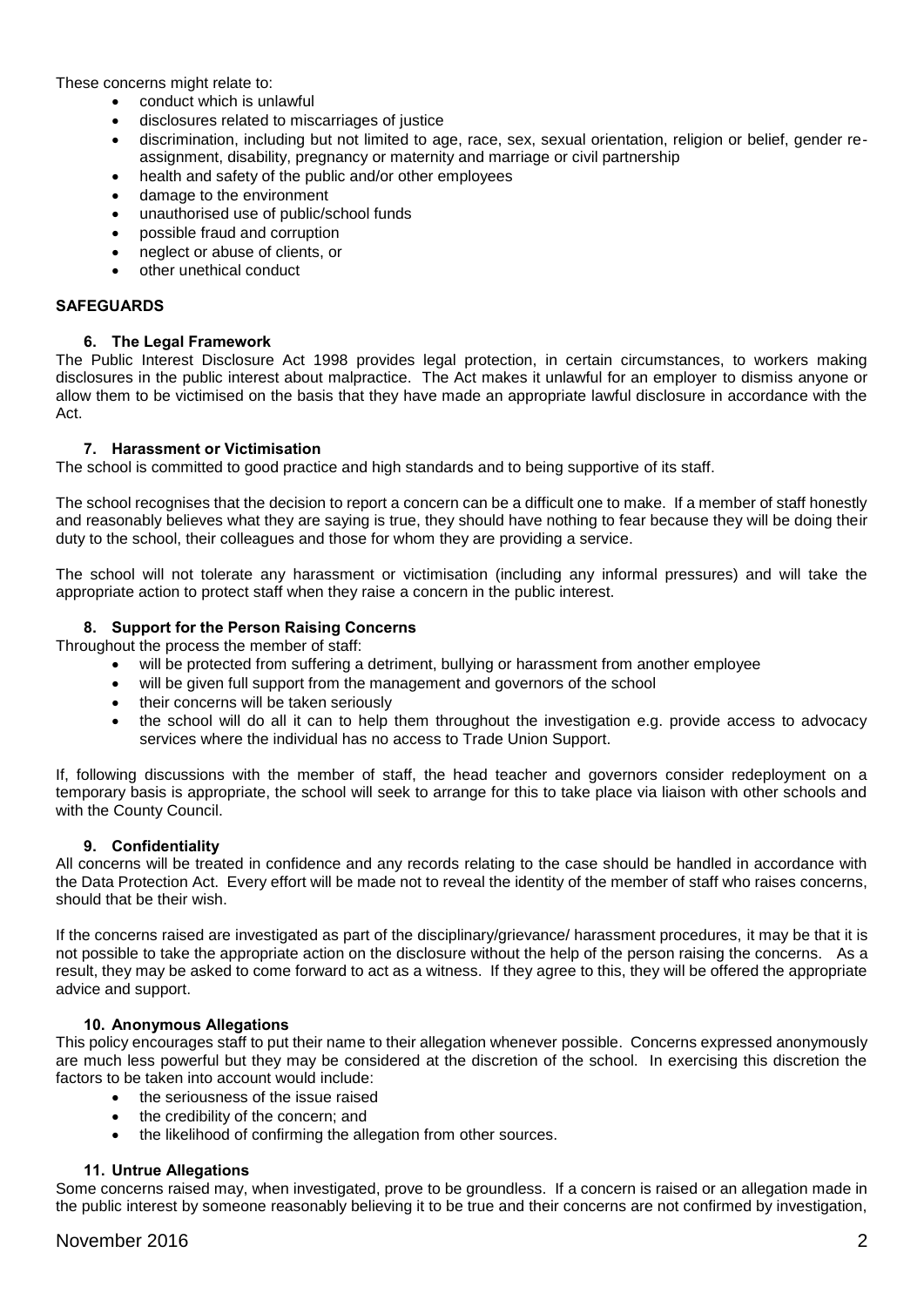These concerns might relate to:

- conduct which is unlawful
- disclosures related to miscarriages of justice
- discrimination, including but not limited to age, race, sex, sexual orientation, religion or belief, gender re-assignment, disability, pregnancy or maternity and marriage or civil partnership
- health and safety of the public and/or other employees
- damage to the environment
- unauthorised use of public/school funds
- possible fraud and corruption
- neglect or abuse of clients, or
- other unethical conduct

## SAFEGUARDS

### 6. The Legal Framework

The Public Interest Disclosure Act 1998 provides legal protection, in certain circumstances, to workers making disclosures in the public interest about malpractice. The Act makes it unlawful for an employer to dismiss anyone or allow them to be victimised on the basis that they have made an appropriate lawful disclosure in accordance with the Act.

### 7. Harassment or Victimisation

The school is committed to good practice and high standards and to being supportive of its staff.

The school recognises that the decision to report a concern can be a difficult one to make. If a member of staff honestly and reasonably believes what they are saying is true, they should have nothing to fear because they will be doing their duty to the school, their colleagues and those for whom they are providing a service.

The school will not tolerate any harassment or victimisation (including any informal pressures) and will take the appropriate action to protect staff when they raise a concern in the public interest.

### 8. Support for the Person Raising Concerns

Throughout the process the member of staff:

- will be protected from suffering a detriment, bullying or harassment from another employee
- will be given full support from the management and governors of the school
- their concerns will be taken seriously
- the school will do all it can to help them throughout the investigation e.g. provide access to advocacy services where the individual has no access to Trade Union Support.

If, following discussions with the member of staff, the head teacher and governors consider redeployment on a temporary basis is appropriate, the school will seek to arrange for this to take place via liaison with other schools and with the County Council.

### 9. Confidentiality

All concerns will be treated in confidence and any records relating to the case should be handled in accordance with the Data Protection Act. Every effort will be made not to reveal the identity of the member of staff who raises concerns, should that be their wish.

If the concerns raised are investigated as part of the disciplinary/grievance/ harassment procedures, it may be that it is not possible to take the appropriate action on the disclosure without the help of the person raising the concerns. As a result, they may be asked to come forward to act as a witness. If they agree to this, they will be offered the appropriate advice and support.

### 10. Anonymous Allegations

This policy encourages staff to put their name to their allegation whenever possible. Concerns expressed anonymously are much less powerful but they may be considered at the discretion of the school. In exercising this discretion the factors to be taken into account would include:

- the seriousness of the issue raised
- the credibility of the concern; and
- the likelihood of confirming the allegation from other sources.

### 11. Untrue Allegations

Some concerns raised may, when investigated, prove to be groundless. If a concern is raised or an allegation made in the public interest by someone reasonably believing it to be true and their concerns are not confirmed by investigation,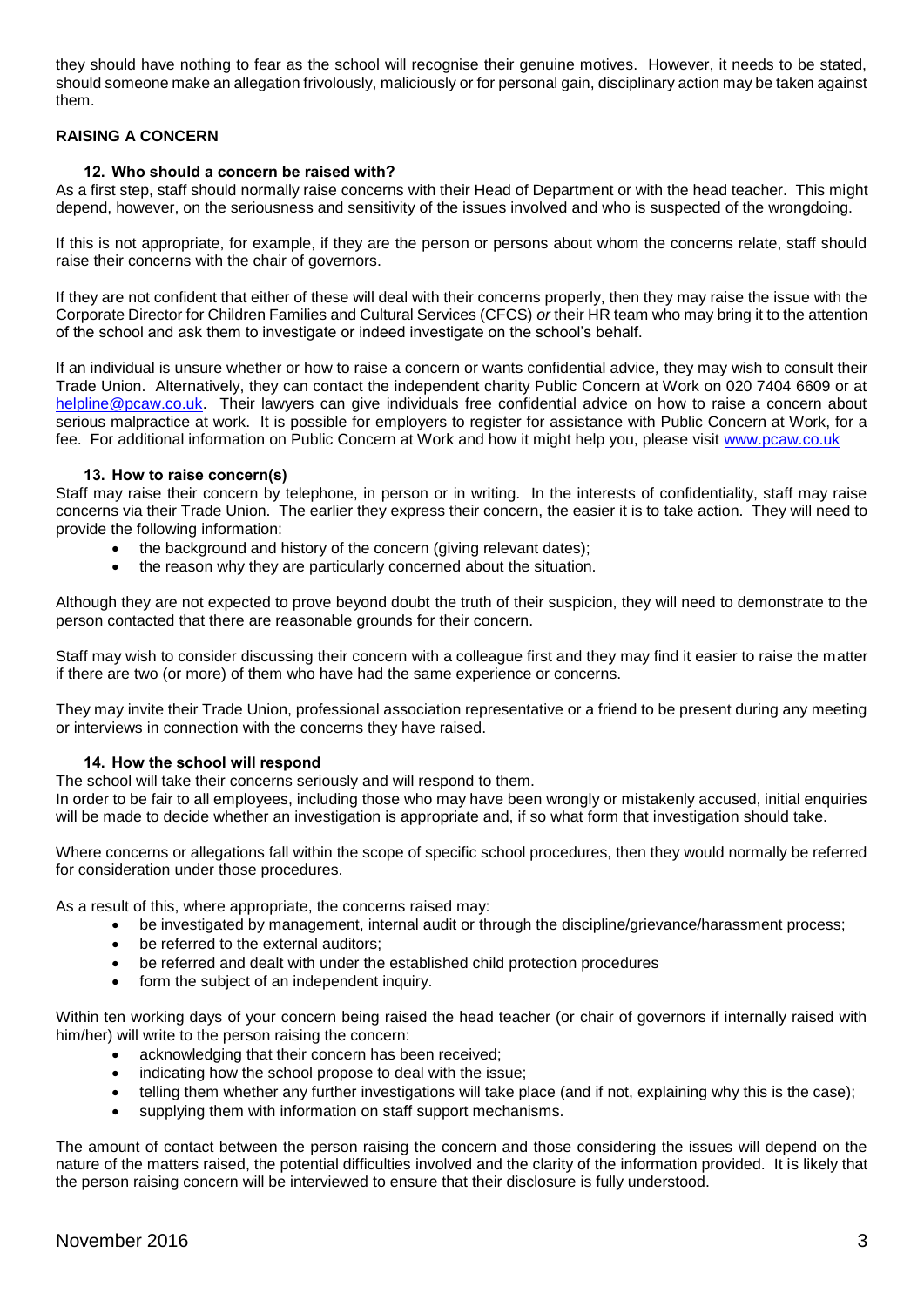they should have nothing to fear as the school will recognise their genuine motives. However, it needs to be stated, should someone make an allegation frivolously, maliciously or for personal gain, disciplinary action may be taken against them.

## RAISING A CONCERN

### 12. Who should a concern be raised with?

As a first step, staff should normally raise concerns with their Head of Department or with the head teacher. This might depend, however, on the seriousness and sensitivity of the issues involved and who is suspected of the wrongdoing.

If this is not appropriate, for example, if they are the person or persons about whom the concerns relate, staff should raise their concerns with the chair of governors.

If they are not confident that either of these will deal with their concerns properly, then they may raise the issue with the Corporate Director for Children Families and Cultural Services (CFCS) *or* their HR team who may bring it to the attention of the school and ask them to investigate or indeed investigate on the school's behalf.

If an individual is unsure whether or how to raise a concern or wants confidential advice*,* they may wish to consult their Trade Union. Alternatively, they can contact the independent charity Public Concern at Work on 020 7404 6609 or at helpline@pcaw.co.uk. Their lawyers can give individuals free confidential advice on how to raise a concern about serious malpractice at work. It is possible for employers to register for assistance with Public Concern at Work, for a fee. For additional information on Public Concern at Work and how it might help you, please visit www.pcaw.co.uk

### 13. How to raise concern(s)

Staff may raise their concern by telephone, in person or in writing. In the interests of confidentiality, staff may raise concerns via their Trade Union. The earlier they express their concern, the easier it is to take action. They will need to provide the following information:

- the background and history of the concern (giving relevant dates);
- the reason why they are particularly concerned about the situation.

Although they are not expected to prove beyond doubt the truth of their suspicion, they will need to demonstrate to the person contacted that there are reasonable grounds for their concern.

Staff may wish to consider discussing their concern with a colleague first and they may find it easier to raise the matter if there are two (or more) of them who have had the same experience or concerns.

They may invite their Trade Union, professional association representative or a friend to be present during any meeting or interviews in connection with the concerns they have raised.

### 14. How the school will respond

The school will take their concerns seriously and will respond to them.
In order to be fair to all employees, including those who may have been wrongly or mistakenly accused, initial enquiries will be made to decide whether an investigation is appropriate and, if so what form that investigation should take.

Where concerns or allegations fall within the scope of specific school procedures, then they would normally be referred for consideration under those procedures.

As a result of this, where appropriate, the concerns raised may:

- be investigated by management, internal audit or through the discipline/grievance/harassment process;
- be referred to the external auditors;
- be referred and dealt with under the established child protection procedures
- form the subject of an independent inquiry.

Within ten working days of your concern being raised the head teacher (or chair of governors if internally raised with him/her) will write to the person raising the concern:

- acknowledging that their concern has been received;
- indicating how the school propose to deal with the issue;
- telling them whether any further investigations will take place (and if not, explaining why this is the case);
- supplying them with information on staff support mechanisms.

The amount of contact between the person raising the concern and those considering the issues will depend on the nature of the matters raised, the potential difficulties involved and the clarity of the information provided. It is likely that the person raising concern will be interviewed to ensure that their disclosure is fully understood.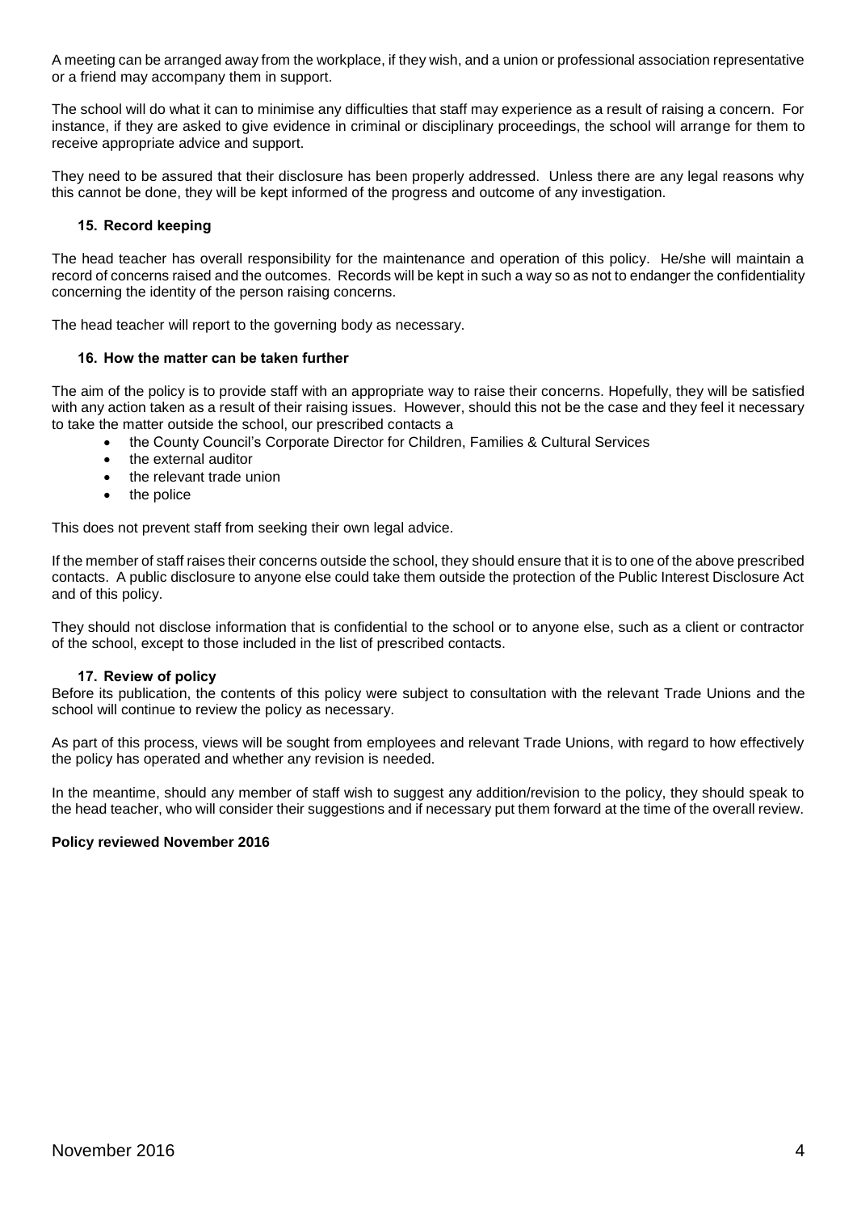A meeting can be arranged away from the workplace, if they wish, and a union or professional association representative or a friend may accompany them in support.

The school will do what it can to minimise any difficulties that staff may experience as a result of raising a concern. For instance, if they are asked to give evidence in criminal or disciplinary proceedings, the school will arrange for them to receive appropriate advice and support.

They need to be assured that their disclosure has been properly addressed. Unless there are any legal reasons why this cannot be done, they will be kept informed of the progress and outcome of any investigation.

### 15. Record keeping

The head teacher has overall responsibility for the maintenance and operation of this policy. He/she will maintain a record of concerns raised and the outcomes. Records will be kept in such a way so as not to endanger the confidentiality concerning the identity of the person raising concerns.

The head teacher will report to the governing body as necessary.

### 16. How the matter can be taken further

The aim of the policy is to provide staff with an appropriate way to raise their concerns. Hopefully, they will be satisfied with any action taken as a result of their raising issues. However, should this not be the case and they feel it necessary to take the matter outside the school, our prescribed contacts a

- the County Council's Corporate Director for Children, Families & Cultural Services
- the external auditor
- the relevant trade union
- the police

This does not prevent staff from seeking their own legal advice.

If the member of staff raises their concerns outside the school, they should ensure that it is to one of the above prescribed contacts. A public disclosure to anyone else could take them outside the protection of the Public Interest Disclosure Act and of this policy.

They should not disclose information that is confidential to the school or to anyone else, such as a client or contractor of the school, except to those included in the list of prescribed contacts.

### 17. Review of policy

Before its publication, the contents of this policy were subject to consultation with the relevant Trade Unions and the school will continue to review the policy as necessary.

As part of this process, views will be sought from employees and relevant Trade Unions, with regard to how effectively the policy has operated and whether any revision is needed.

In the meantime, should any member of staff wish to suggest any addition/revision to the policy, they should speak to the head teacher, who will consider their suggestions and if necessary put them forward at the time of the overall review.

**Policy reviewed November 2016**